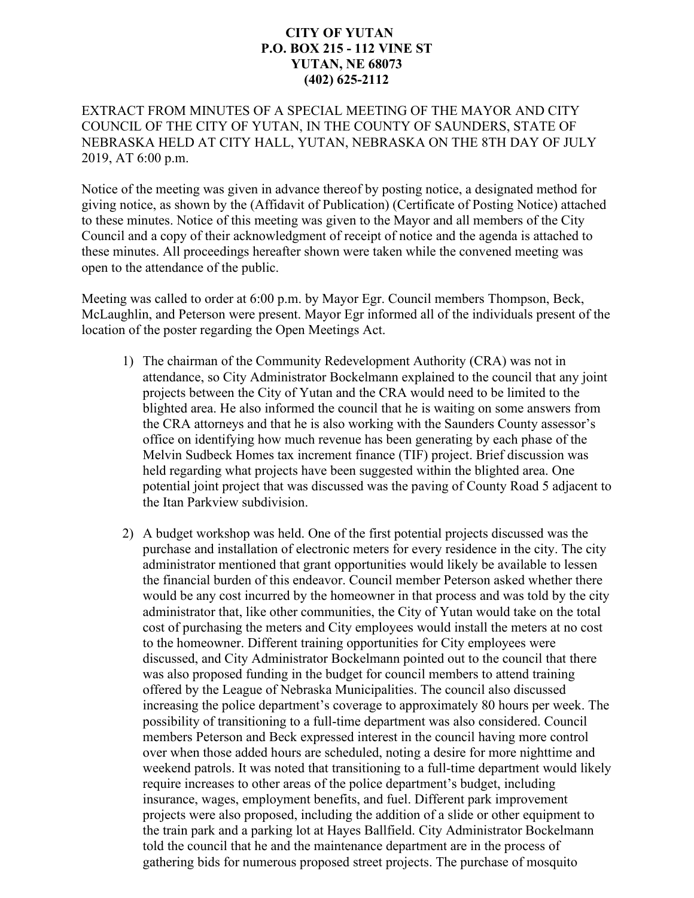**CITY OF YUTAN**
**P.O. BOX 215 - 112 VINE ST**
**YUTAN, NE 68073**
**(402) 625-2112**

EXTRACT FROM MINUTES OF A SPECIAL MEETING OF THE MAYOR AND CITY COUNCIL OF THE CITY OF YUTAN, IN THE COUNTY OF SAUNDERS, STATE OF NEBRASKA HELD AT CITY HALL, YUTAN, NEBRASKA ON THE 8TH DAY OF JULY 2019, AT 6:00 p.m.

Notice of the meeting was given in advance thereof by posting notice, a designated method for giving notice, as shown by the (Affidavit of Publication) (Certificate of Posting Notice) attached to these minutes. Notice of this meeting was given to the Mayor and all members of the City Council and a copy of their acknowledgment of receipt of notice and the agenda is attached to these minutes. All proceedings hereafter shown were taken while the convened meeting was open to the attendance of the public.

Meeting was called to order at 6:00 p.m. by Mayor Egr. Council members Thompson, Beck, McLaughlin, and Peterson were present. Mayor Egr informed all of the individuals present of the location of the poster regarding the Open Meetings Act.

1) The chairman of the Community Redevelopment Authority (CRA) was not in attendance, so City Administrator Bockelmann explained to the council that any joint projects between the City of Yutan and the CRA would need to be limited to the blighted area. He also informed the council that he is waiting on some answers from the CRA attorneys and that he is also working with the Saunders County assessor's office on identifying how much revenue has been generating by each phase of the Melvin Sudbeck Homes tax increment finance (TIF) project. Brief discussion was held regarding what projects have been suggested within the blighted area. One potential joint project that was discussed was the paving of County Road 5 adjacent to the Itan Parkview subdivision.

2) A budget workshop was held. One of the first potential projects discussed was the purchase and installation of electronic meters for every residence in the city. The city administrator mentioned that grant opportunities would likely be available to lessen the financial burden of this endeavor. Council member Peterson asked whether there would be any cost incurred by the homeowner in that process and was told by the city administrator that, like other communities, the City of Yutan would take on the total cost of purchasing the meters and City employees would install the meters at no cost to the homeowner. Different training opportunities for City employees were discussed, and City Administrator Bockelmann pointed out to the council that there was also proposed funding in the budget for council members to attend training offered by the League of Nebraska Municipalities. The council also discussed increasing the police department's coverage to approximately 80 hours per week. The possibility of transitioning to a full-time department was also considered. Council members Peterson and Beck expressed interest in the council having more control over when those added hours are scheduled, noting a desire for more nighttime and weekend patrols. It was noted that transitioning to a full-time department would likely require increases to other areas of the police department's budget, including insurance, wages, employment benefits, and fuel. Different park improvement projects were also proposed, including the addition of a slide or other equipment to the train park and a parking lot at Hayes Ballfield. City Administrator Bockelmann told the council that he and the maintenance department are in the process of gathering bids for numerous proposed street projects. The purchase of mosquito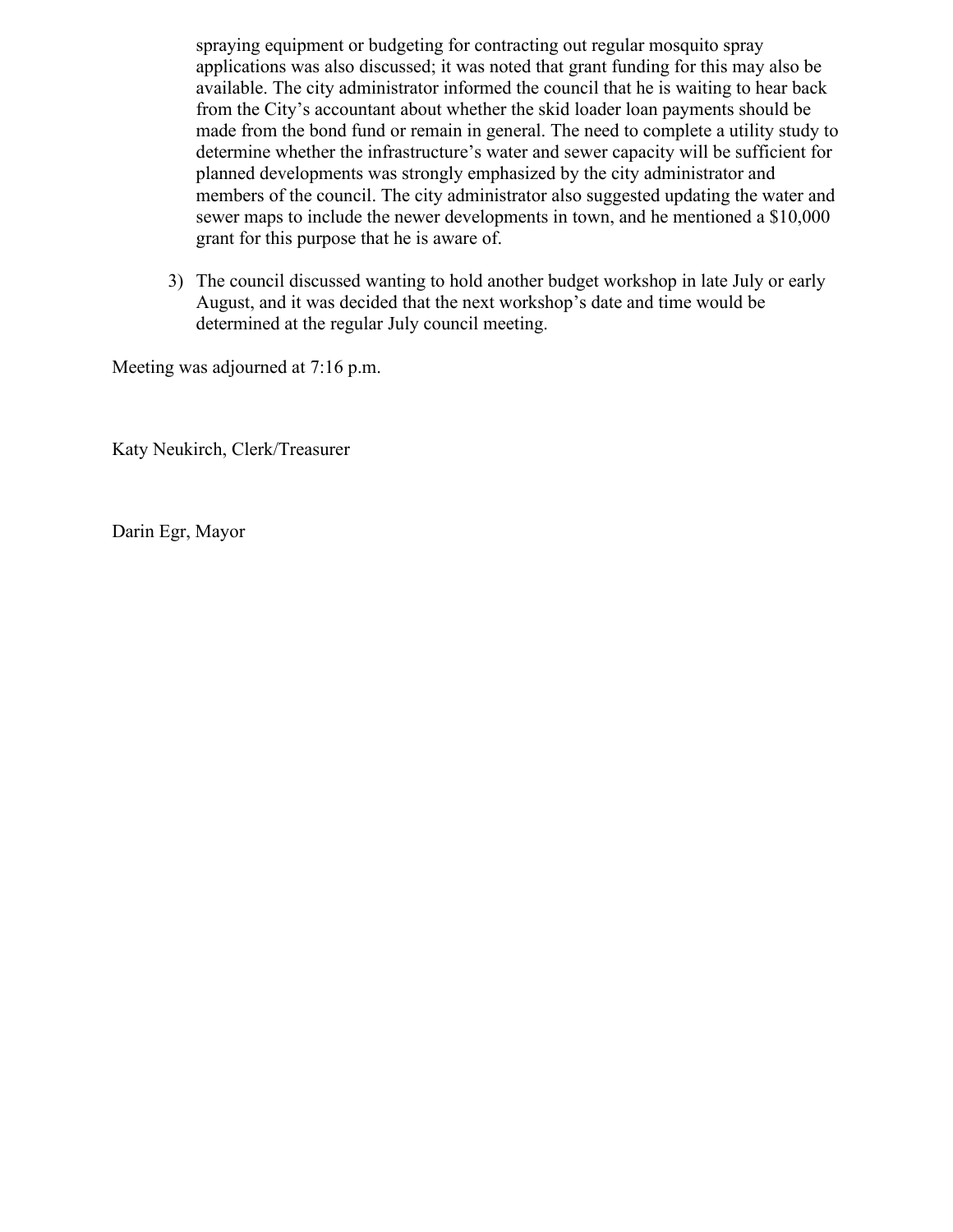spraying equipment or budgeting for contracting out regular mosquito spray applications was also discussed; it was noted that grant funding for this may also be available. The city administrator informed the council that he is waiting to hear back from the City's accountant about whether the skid loader loan payments should be made from the bond fund or remain in general. The need to complete a utility study to determine whether the infrastructure's water and sewer capacity will be sufficient for planned developments was strongly emphasized by the city administrator and members of the council. The city administrator also suggested updating the water and sewer maps to include the newer developments in town, and he mentioned a $10,000 grant for this purpose that he is aware of.

3) The council discussed wanting to hold another budget workshop in late July or early August, and it was decided that the next workshop's date and time would be determined at the regular July council meeting.

Meeting was adjourned at 7:16 p.m.

Katy Neukirch, Clerk/Treasurer

Darin Egr, Mayor